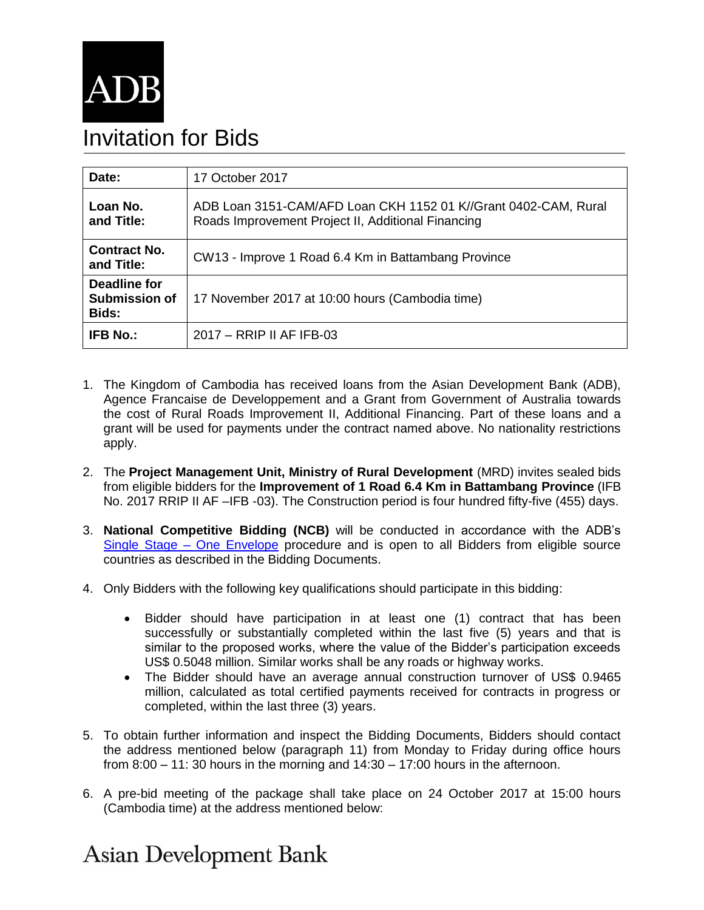ADB

# Invitation for Bids

| | |
|---|---|
| **Date:** | 17 October 2017 |
| **Loan No. and Title:** | ADB Loan 3151-CAM/AFD Loan CKH 1152 01 K//Grant 0402-CAM, Rural Roads Improvement Project II, Additional Financing |
| **Contract No. and Title:** | CW13 - Improve 1 Road 6.4 Km in Battambang Province |
| **Deadline for Submission of Bids:** | 17 November 2017 at 10:00 hours (Cambodia time) |
| **IFB No.:** | 2017 – RRIP II AF IFB-03 |

1. The Kingdom of Cambodia has received loans from the Asian Development Bank (ADB), Agence Francaise de Developpement and a Grant from Government of Australia towards the cost of Rural Roads Improvement II, Additional Financing. Part of these loans and a grant will be used for payments under the contract named above. No nationality restrictions apply.

2. The **Project Management Unit, Ministry of Rural Development** (MRD) invites sealed bids from eligible bidders for the **Improvement of 1 Road 6.4 Km in Battambang Province** (IFB No. 2017 RRIP II AF –IFB -03). The Construction period is four hundred fifty-five (455) days.

3. **National Competitive Bidding (NCB)** will be conducted in accordance with the ADB's Single Stage – One Envelope procedure and is open to all Bidders from eligible source countries as described in the Bidding Documents.

4. Only Bidders with the following key qualifications should participate in this bidding:

   - Bidder should have participation in at least one (1) contract that has been successfully or substantially completed within the last five (5) years and that is similar to the proposed works, where the value of the Bidder's participation exceeds US$ 0.5048 million. Similar works shall be any roads or highway works.
   - The Bidder should have an average annual construction turnover of US$ 0.9465 million, calculated as total certified payments received for contracts in progress or completed, within the last three (3) years.

5. To obtain further information and inspect the Bidding Documents, Bidders should contact the address mentioned below (paragraph 11) from Monday to Friday during office hours from 8:00 – 11: 30 hours in the morning and 14:30 – 17:00 hours in the afternoon.

6. A pre-bid meeting of the package shall take place on 24 October 2017 at 15:00 hours (Cambodia time) at the address mentioned below:

Asian Development Bank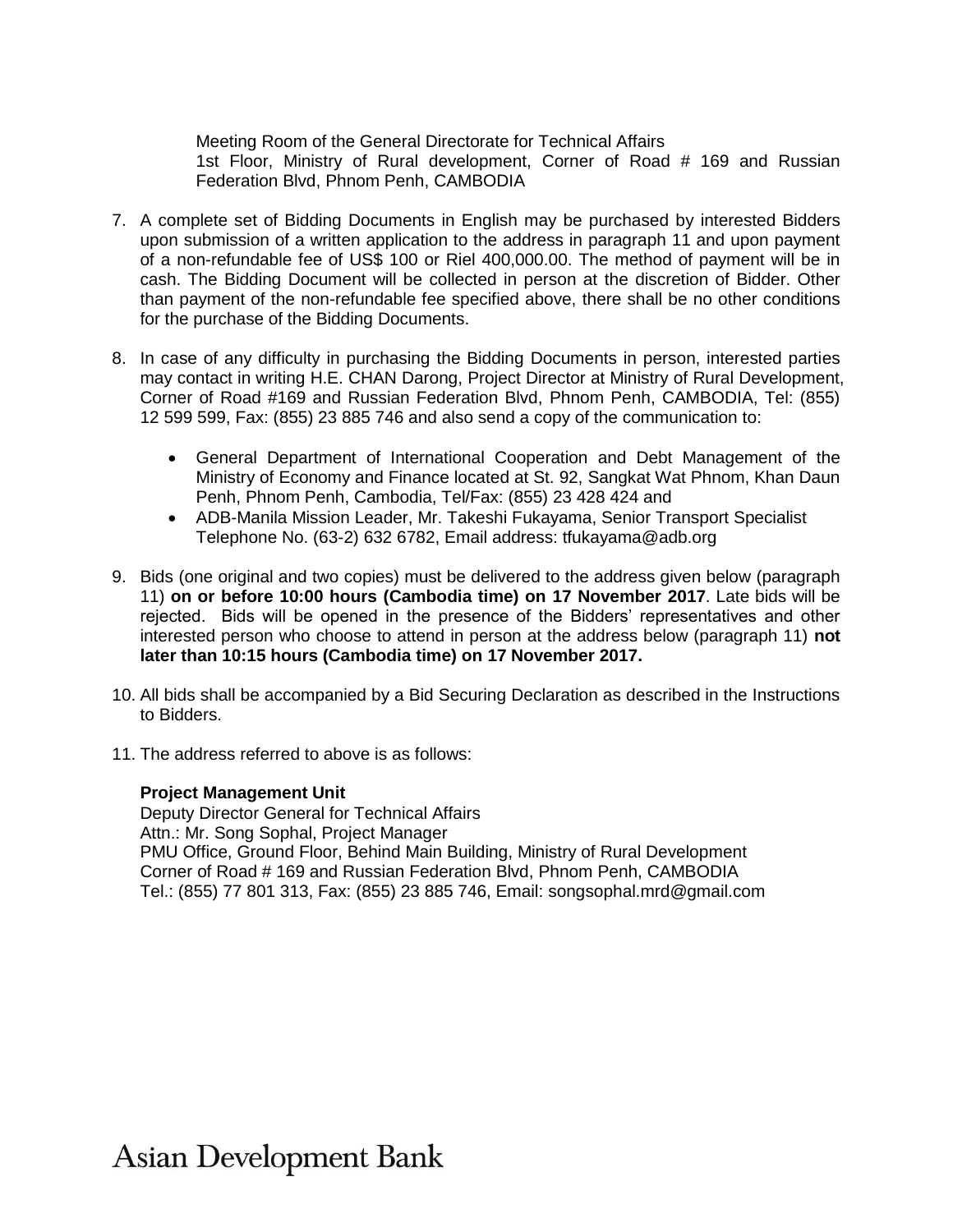Meeting Room of the General Directorate for Technical Affairs
1st Floor, Ministry of Rural development, Corner of Road # 169 and Russian Federation Blvd, Phnom Penh, CAMBODIA

7. A complete set of Bidding Documents in English may be purchased by interested Bidders upon submission of a written application to the address in paragraph 11 and upon payment of a non-refundable fee of US$ 100 or Riel 400,000.00. The method of payment will be in cash. The Bidding Document will be collected in person at the discretion of Bidder. Other than payment of the non-refundable fee specified above, there shall be no other conditions for the purchase of the Bidding Documents.

8. In case of any difficulty in purchasing the Bidding Documents in person, interested parties may contact in writing H.E. CHAN Darong, Project Director at Ministry of Rural Development, Corner of Road #169 and Russian Federation Blvd, Phnom Penh, CAMBODIA, Tel: (855) 12 599 599, Fax: (855) 23 885 746 and also send a copy of the communication to:

   - General Department of International Cooperation and Debt Management of the Ministry of Economy and Finance located at St. 92, Sangkat Wat Phnom, Khan Daun Penh, Phnom Penh, Cambodia, Tel/Fax: (855) 23 428 424 and
   - ADB-Manila Mission Leader, Mr. Takeshi Fukayama, Senior Transport Specialist Telephone No. (63-2) 632 6782, Email address: tfukayama@adb.org

9. Bids (one original and two copies) must be delivered to the address given below (paragraph 11) **on or before 10:00 hours (Cambodia time) on 17 November 2017**. Late bids will be rejected. Bids will be opened in the presence of the Bidders' representatives and other interested person who choose to attend in person at the address below (paragraph 11) **not later than 10:15 hours (Cambodia time) on 17 November 2017.**

10. All bids shall be accompanied by a Bid Securing Declaration as described in the Instructions to Bidders.

11. The address referred to above is as follows:

**Project Management Unit**
Deputy Director General for Technical Affairs
Attn.: Mr. Song Sophal, Project Manager
PMU Office, Ground Floor, Behind Main Building, Ministry of Rural Development
Corner of Road # 169 and Russian Federation Blvd, Phnom Penh, CAMBODIA
Tel.: (855) 77 801 313, Fax: (855) 23 885 746, Email: songsophal.mrd@gmail.com